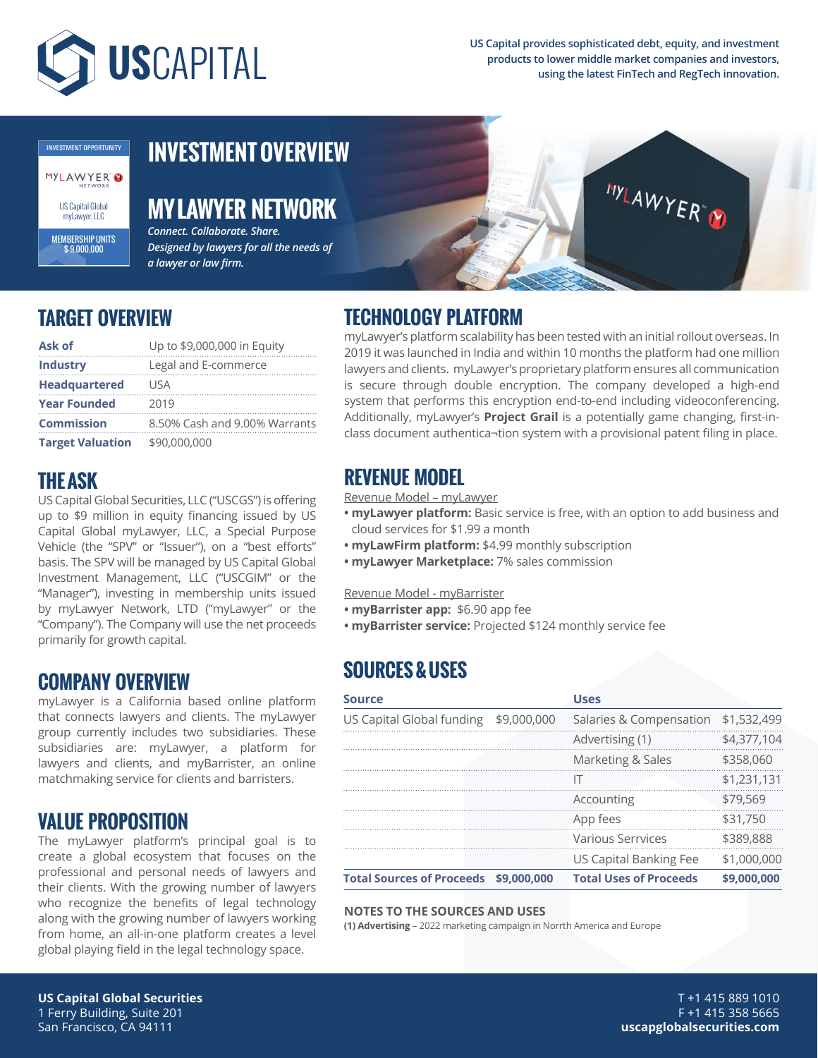# USCAPITAL

US Capital provides sophisticated debt, equity, and investment products to lower middle market companies and investors, using the latest FinTech and RegTech innovation.

INVESTMENT OPPORTUNITY

MYLAWYER NETWORK

US Capital Global myLawyer, LLC

MEMBERSHIP UNITS $ 9,000,000

# INVESTMENT OVERVIEW

## MY LAWYER NETWORK

*Connect. Collaborate. Share.*
*Designed by lawyers for all the needs of a lawyer or law firm.*

## TARGET OVERVIEW

| | |
|---|---|
| **Ask of** | Up to $9,000,000 in Equity |
| **Industry** | Legal and E-commerce |
| **Headquartered** | USA |
| **Year Founded** | 2019 |
| **Commission** | 8.50% Cash and 9.00% Warrants |
| **Target Valuation** | $90,000,000 |

## THE ASK

US Capital Global Securities, LLC ("USCGS") is offering up to $9 million in equity financing issued by US Capital Global myLawyer, LLC, a Special Purpose Vehicle (the "SPV" or "Issuer"), on a "best efforts" basis. The SPV will be managed by US Capital Global Investment Management, LLC ("USCGIM" or the "Manager"), investing in membership units issued by myLawyer Network, LTD ("myLawyer" or the "Company"). The Company will use the net proceeds primarily for growth capital.

## COMPANY OVERVIEW

myLawyer is a California based online platform that connects lawyers and clients. The myLawyer group currently includes two subsidiaries. These subsidiaries are: myLawyer, a platform for lawyers and clients, and myBarrister, an online matchmaking service for clients and barristers.

## VALUE PROPOSITION

The myLawyer platform's principal goal is to create a global ecosystem that focuses on the professional and personal needs of lawyers and their clients. With the growing number of lawyers who recognize the benefits of legal technology along with the growing number of lawyers working from home, an all-in-one platform creates a level global playing field in the legal technology space.

## TECHNOLOGY PLATFORM

myLawyer's platform scalability has been tested with an initial rollout overseas. In 2019 it was launched in India and within 10 months the platform had one million lawyers and clients. myLawyer's proprietary platform ensures all communication is secure through double encryption. The company developed a high-end system that performs this encryption end-to-end including videoconferencing. Additionally, myLawyer's **Project Grail** is a potentially game changing, first-in-class document authentica¬tion system with a provisional patent filing in place.

## REVENUE MODEL

Revenue Model – myLawyer

- **myLawyer platform:** Basic service is free, with an option to add business and cloud services for $1.99 a month
- **myLawFirm platform:** $4.99 monthly subscription
- **myLawyer Marketplace:** 7% sales commission

Revenue Model - myBarrister

- **myBarrister app:** $6.90 app fee
- **myBarrister service:** Projected $124 monthly service fee

## SOURCES & USES

| Source | | Uses | |
|---|---|---|---|
| US Capital Global funding | $9,000,000 | Salaries & Compensation | $1,532,499 |
| | | Advertising (1) | $4,377,104 |
| | | Marketing & Sales | $358,060 |
| | | IT | $1,231,131 |
| | | Accounting | $79,569 |
| | | App fees | $31,750 |
| | | Various Services | $389,888 |
| | | US Capital Banking Fee | $1,000,000 |
| **Total Sources of Proceeds** | **$9,000,000** | **Total Uses of Proceeds** | **$9,000,000** |

**NOTES TO THE SOURCES AND USES**

**(1) Advertising** – 2022 marketing campaign in Norrth America and Europe

**US Capital Global Securities**
1 Ferry Building, Suite 201
San Francisco, CA 94111

T +1 415 889 1010
F +1 415 358 5665
**uscapglobalsecurities.com**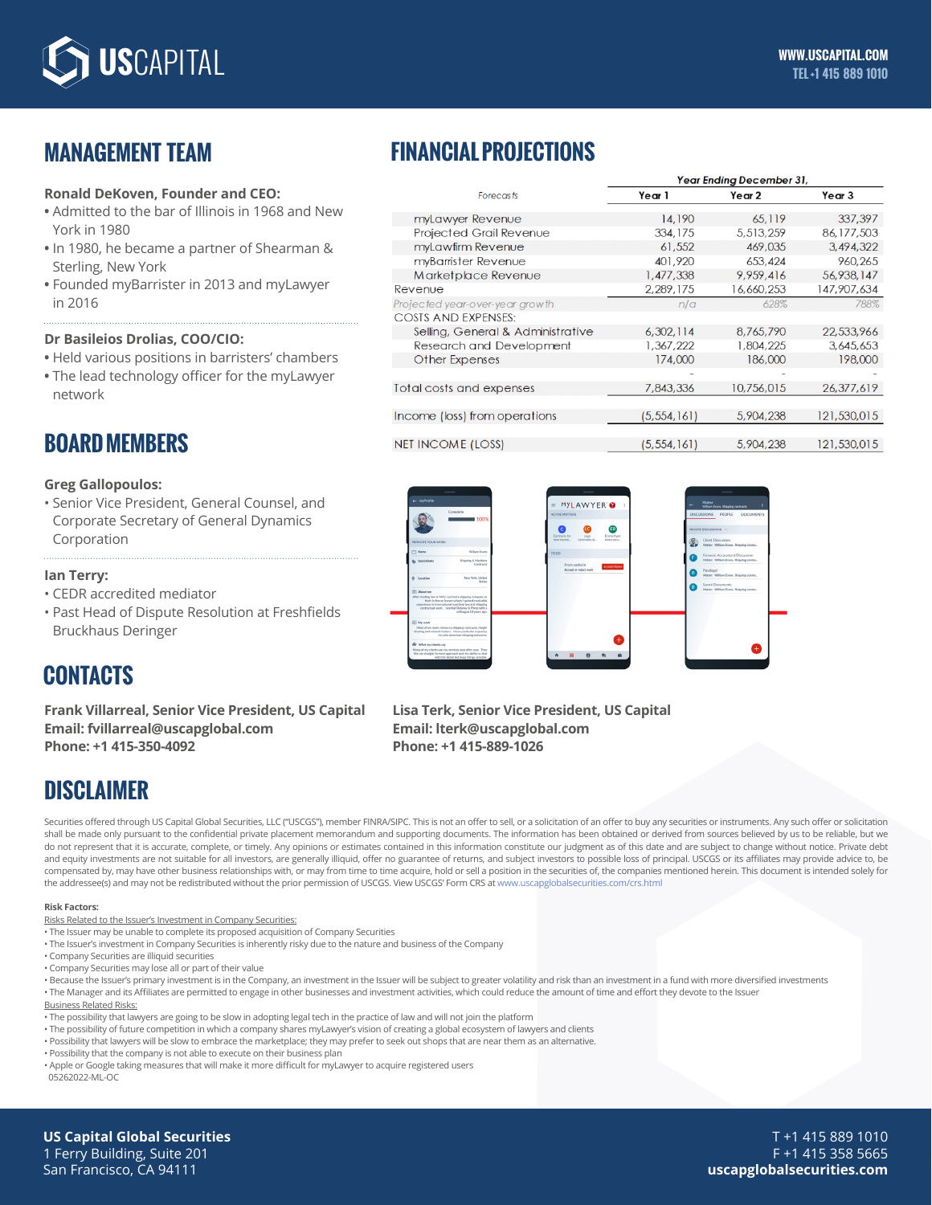## MANAGEMENT TEAM

**Ronald DeKoven, Founder and CEO:**

- Admitted to the bar of Illinois in 1968 and New York in 1980
- In 1980, he became a partner of Shearman & Sterling, New York
- Founded myBarrister in 2013 and myLawyer in 2016

**Dr Basileios Drolias, COO/CIO:**

- Held various positions in barristers' chambers
- The lead technology officer for the myLawyer network

## BOARD MEMBERS

**Greg Gallopoulos:**

- Senior Vice President, General Counsel, and Corporate Secretary of General Dynamics Corporation

**Ian Terry:**

- CEDR accredited mediator
- Past Head of Dispute Resolution at Freshfields Bruckhaus Deringer

## FINANCIAL PROJECTIONS

| | Year Ending December 31, | | |
|---|---|---|---|
| Forecasts | Year 1 | Year 2 | Year 3 |
| myLawyer Revenue | 14,190 | 65,119 | 337,397 |
| Projected Grail Revenue | 334,175 | 5,513,259 | 86,177,503 |
| myLawfirm Revenue | 61,552 | 469,035 | 3,494,322 |
| myBarrister Revenue | 401,920 | 653,424 | 960,265 |
| Marketplace Revenue | 1,477,338 | 9,959,416 | 56,938,147 |
| Revenue | 2,289,175 | 16,660,253 | 147,907,634 |
| *Projected year-over-year growth* | *n/a* | *628%* | *788%* |
| COSTS AND EXPENSES: | | | |
| Selling, General & Administrative | 6,302,114 | 8,765,790 | 22,533,966 |
| Research and Development | 1,367,222 | 1,804,225 | 3,645,653 |
| Other Expenses | 174,000 | 186,000 | 198,000 |
| | - | - | - |
| Total costs and expenses | 7,843,336 | 10,756,015 | 26,377,619 |
| Income (loss) from operations | (5,554,161) | 5,904,238 | 121,530,015 |
| NET INCOME (LOSS) | (5,554,161) | 5,904,238 | 121,530,015 |

## CONTACTS

**Frank Villarreal, Senior Vice President, US Capital**
**Email: fvillarreal@uscapglobal.com**
**Phone: +1 415-350-4092**

**Lisa Terk, Senior Vice President, US Capital**
**Email: lterk@uscapglobal.com**
**Phone: +1 415-889-1026**

## DISCLAIMER

Securities offered through US Capital Global Securities, LLC ("USCGS"), member FINRA/SIPC. This is not an offer to sell, or a solicitation of an offer to buy any securities or instruments. Any such offer or solicitation shall be made only pursuant to the confidential private placement memorandum and supporting documents. The information has been obtained or derived from sources believed by us to be reliable, but we do not represent that it is accurate, complete, or timely. Any opinions or estimates contained in this information constitute our judgment as of this date and are subject to change without notice. Private debt and equity investments are not suitable for all investors, are generally illiquid, offer no guarantee of returns, and subject investors to possible loss of principal. USCGS or its affiliates may provide advice to, be compensated by, may have other business relationships with, or may from time to time acquire, hold or sell a position in the securities of, the companies mentioned herein. This document is intended solely for the addressee(s) and may not be redistributed without the prior permission of USCGS. View USCGS' Form CRS at www.uscapglobalsecurities.com/crs.html

**Risk Factors:**

Risks Related to the Issuer's Investment in Company Securities:

- The Issuer may be unable to complete its proposed acquisition of Company Securities
- The Issuer's investment in Company Securities is inherently risky due to the nature and business of the Company
- Company Securities are illiquid securities
- Company Securities may lose all or part of their value
- Because the Issuer's primary investment is in the Company, an investment in the Issuer will be subject to greater volatility and risk than an investment in a fund with more diversified investments
- The Manager and its Affiliates are permitted to engage in other businesses and investment activities, which could reduce the amount of time and effort they devote to the Issuer

Business Related Risks:

- The possibility that lawyers are going to be slow in adopting legal tech in the practice of law and will not join the platform
- The possibility of future competition in which a company shares myLawyer's vision of creating a global ecosystem of lawyers and clients
- Possibility that lawyers will be slow to embrace the marketplace; they may prefer to seek out shops that are near them as an alternative.
- Possibility that the company is not able to execute on their business plan
- Apple or Google taking measures that will make it more difficult for myLawyer to acquire registered users

05262022-ML-OC

**US Capital Global Securities**
1 Ferry Building, Suite 201
San Francisco, CA 94111

T +1 415 889 1010
F +1 415 358 5665
**uscapglobalsecurities.com**